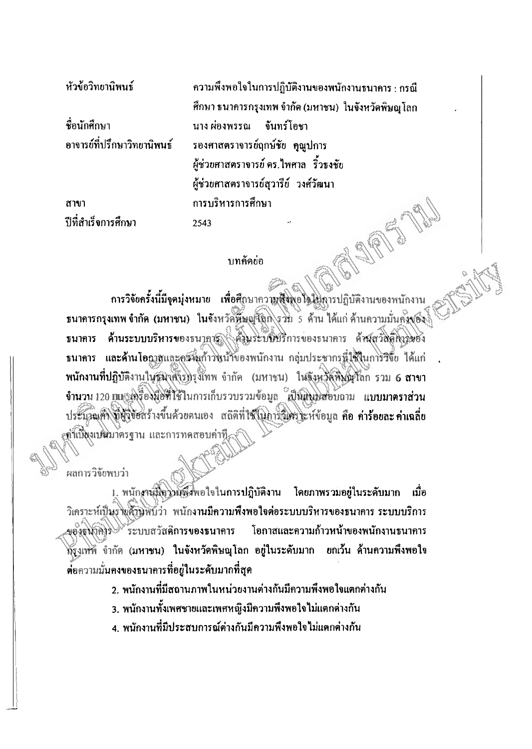| | |
|---|---|
| หัวข้อวิทยานิพนธ์ | ความพึงพอใจในการปฏิบัติงานของพนักงานธนาคาร : กรณีศึกษา ธนาคารกรุงเทพ จำกัด (มหาชน) ในจังหวัดพิษณุโลก |
| ชื่อนักศึกษา | นาง ผ่องพรรณ จันทร์โอชา |
| อาจารย์ที่ปรึกษาวิทยานิพนธ์ | รองศาสตราจารย์ฤกษ์ชัย คุณูปการ |
| | ผู้ช่วยศาสตราจารย์ ดร.ไพศาล ริ้วธงชัย |
| | ผู้ช่วยศาสตราจารย์สุวารีย์ วงศ์วัฒนา |
| สาขา | การบริหารการศึกษา |
| ปีที่สำเร็จการศึกษา | 2543 |

## บทคัดย่อ

การวิจัยครั้งนี้มีจุดมุ่งหมาย เพื่อศึกษาความพึงพอใจในการปฏิบัติงานของพนักงานธนาคารกรุงเทพ จำกัด (มหาชน) ในจังหวัดพิษณุโลก รวม 5 ด้าน ได้แก่ ด้านความมั่นคงของธนาคาร ด้านระบบบริหารของธนาคาร ด้านระบบบริการของธนาคาร ด้านสวัสดิการของธนาคาร และด้านโอกาสและความก้าวหน้าของพนักงาน กลุ่มประชากรที่ใช้ในการวิจัย ได้แก่ พนักงานที่ปฏิบัติงานในธนาคารกรุงเทพ จำกัด (มหาชน) ในจังหวัดพิษณุโลก รวม 6 สาขา จำนวน 120 คน เครื่องมือที่ใช้ในการเก็บรวบรวมข้อมูล เป็นแบบสอบถาม แบบมาตราส่วนประมาณค่า ที่ผู้วิจัยสร้างขึ้นด้วยตนเอง สถิติที่ใช้ในการวิเคราะห์ข้อมูล คือ ค่าร้อยละ ค่าเฉลี่ย ค่าเบี่ยงเบนมาตรฐาน และการทดสอบค่าที

ผลการวิจัยพบว่า

1. พนักงานมีความพึงพอใจในการปฏิบัติงาน โดยภาพรวมอยู่ในระดับมาก เมื่อวิเคราะห์เป็นรายด้านพบว่า พนักงานมีความพึงพอใจต่อระบบบริหารของธนาคาร ระบบบริการของธนาคาร ระบบสวัสดิการของธนาคาร โอกาสและความก้าวหน้าของพนักงานธนาคารกรุงเทพ จำกัด (มหาชน) ในจังหวัดพิษณุโลก อยู่ในระดับมาก ยกเว้น ด้านความพึงพอใจต่อความมั่นคงของธนาคารที่อยู่ในระดับมากที่สุด
2. พนักงานที่มีสถานภาพในหน่วยงานต่างกันมีความพึงพอใจแตกต่างกัน
3. พนักงานทั้งเพศชายและเพศหญิงมีความพึงพอใจไม่แตกต่างกัน
4. พนักงานที่มีประสบการณ์ต่างกันมีความพึงพอใจไม่แตกต่างกัน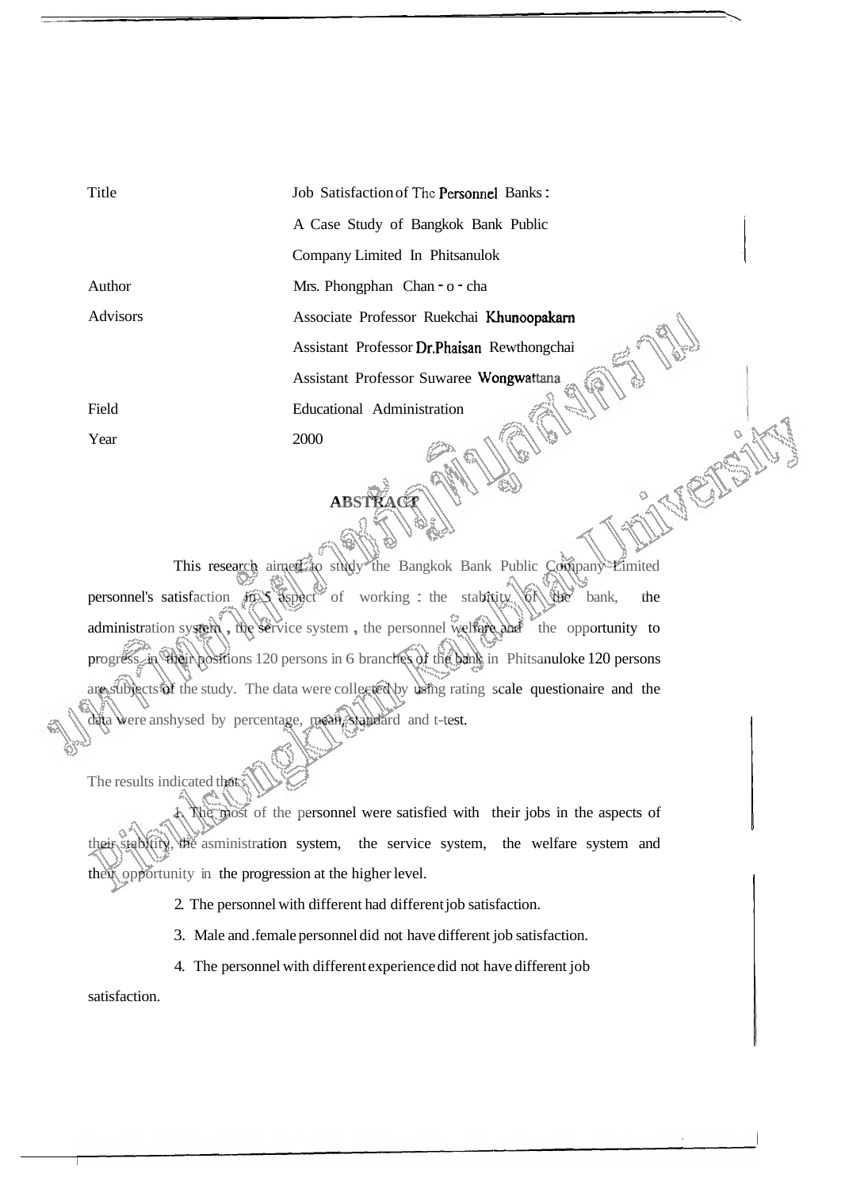| | |
|---|---|
| Title | Job Satisfaction of The Personnel Banks : A Case Study of Bangkok Bank Public Company Limited In Phitsanulok |
| Author | Mrs. Phongphan Chan - o - cha |
| Advisors | Associate Professor Ruekchai Khunoopakarn |
| | Assistant Professor Dr.Phaisan Rewthongchai |
| | Assistant Professor Suwaree Wongwattana |
| Field | Educational Administration |
| Year | 2000 |

## ABSTRACT

This research aimed to study the Bangkok Bank Public Company Limited personnel's satisfaction in 5 aspect of working : the stability of the bank, the administration system , the service system , the personnel welfare and the opportunity to progress in their positions 120 persons in 6 branches of the bank in Phitsanuloke 120 persons are subjects of the study. The data were collected by using rating scale questionaire and the data were anshysed by percentage, mean, standard and t-test.

The results indicated that :

1. The most of the personnel were satisfied with their jobs in the aspects of their stability, the asministration system, the service system, the welfare system and their opportunity in the progression at the higher level.
2. The personnel with different had different job satisfaction.
3. Male and .female personnel did not have different job satisfaction.
4. The personnel with different experience did not have different job satisfaction.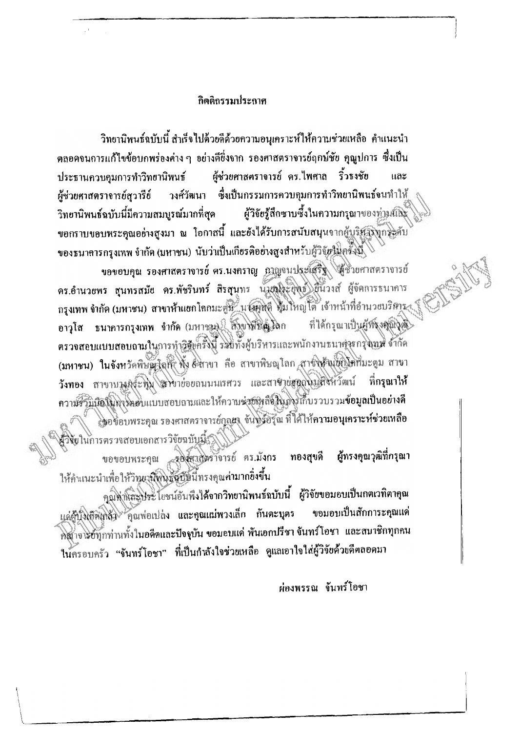## กิตติกรรมประกาศ

วิทยานิพนธ์ฉบับนี้ สำเร็จไปด้วยดีด้วยความอนุเคราะห์ให้ความช่วยเหลือ คำแนะนำ ตลอดจนการแก้ไขข้อบกพร่องต่าง ๆ อย่างดียิ่งจาก รองศาสตราจารย์ฤกษ์ชัย คุณูปการ ซึ่งเป็นประธานควบคุมการทำวิทยานิพนธ์ ผู้ช่วยศาสตราจารย์ ดร.ไพศาล ริ้วธงชัย และผู้ช่วยศาสตราจารย์สุวารีย์ วงศ์วัฒนา ซึ่งเป็นกรรมการควบคุมการทำวิทยานิพนธ์จนทำให้วิทยานิพนธ์ฉบับนี้มีความสมบูรณ์มากที่สุด ผู้วิจัยรู้สึกซาบซึ้งในความกรุณาของท่านและขอกราบขอบพระคุณอย่างสูงมา ณ โอกาสนี้ และยังได้รับการสนับสนุนจากผู้บริหารทุกระดับของธนาคารกรุงเทพ จำกัด (มหาชน) นับว่าเป็นเกียรติอย่างสูงสำหรับผู้วิจัยในครั้งนี้

ขอขอบคุณ รองศาสตราจารย์ ดร.นงคราญ กาญจนประเสริฐ ผู้ช่วยศาสตราจารย์ ดร.อำนวยพร สุนทรสมัย ดร.พัชรินทร์ สิรสุนทร นายประยุทธ์ ยืนวงส์ ผู้จัดการธนาคารกรุงเทพ จำกัด (มหาชน) สาขาห้าแยกโคกมะตูม นางมสดี ตุ้มใหญ่โต เจ้าหน้าที่อำนวยบริการอาวุโส ธนาคารกรุงเทพ จำกัด (มหาชน) สาขาพิษณุโลก ที่ได้กรุณาเป็นผู้ทรงคุณวุฒิตรวจสอบแบบสอบถามในการทำวิจัยครั้งนี้ รวมทั้งผู้บริหารและพนักงานธนาคารกรุงเทพ จำกัด (มหาชน) ในจังหวัดพิษณุโลก ทั้ง 6 สาขา คือ สาขาพิษณุโลก สาขาห้าแยกโคกมะตูม สาขาวังทอง สาขาบางกระทุ่ม สาขาย่อยถนนนเรศวร และสาขาย่อยถนนสิงหวัฒน์ ที่กรุณาให้ความร่วมมือในการตอบแบบสอบถามและให้ความช่วยเหลือในการเก็บรวบรวมข้อมูลเป็นอย่างดี

ขอขอบพระคุณ รองศาสตราจารย์กุลยา จันทร์อรุณ ที่ได้ให้ความอนุเคราะห์ช่วยเหลือผู้วิจัยในการตรวจสอบเอกสารวิจัยฉบับนี้

ขอขอบพระคุณ รองศาสตราจารย์ ดร.มังกร ทองสุขดี ผู้ทรงคุณวุฒิที่กรุณาให้คำแนะนำเพื่อให้วิทยานิพนธ์ฉบับนี้ทรงคุณค่ามากยิ่งขึ้น

คุณค่าและประโยชน์อันพึงได้จากวิทยานิพนธ์ฉบับนี้ ผู้วิจัยขอมอบเป็นกตเวทิตาคุณแด่ผู้บังเกิดเกล้า คุณพ่อเปล่ง และคุณแม่พวงเล็ก กันตะบุตร ขอมอบเป็นสักการะคุณแด่คณาจารย์ทุกท่านทั้งในอดีตและปัจจุบัน ขอมอบแด่ พันเอกปรีชา จันทร์โอชา และสมาชิกทุกคนในครอบครัว "จันทร์โอชา" ที่เป็นกำลังใจช่วยเหลือ ดูแลเอาใจใส่ผู้วิจัยด้วยดีตลอดมา

ผ่องพรรณ จันทร์โอชา